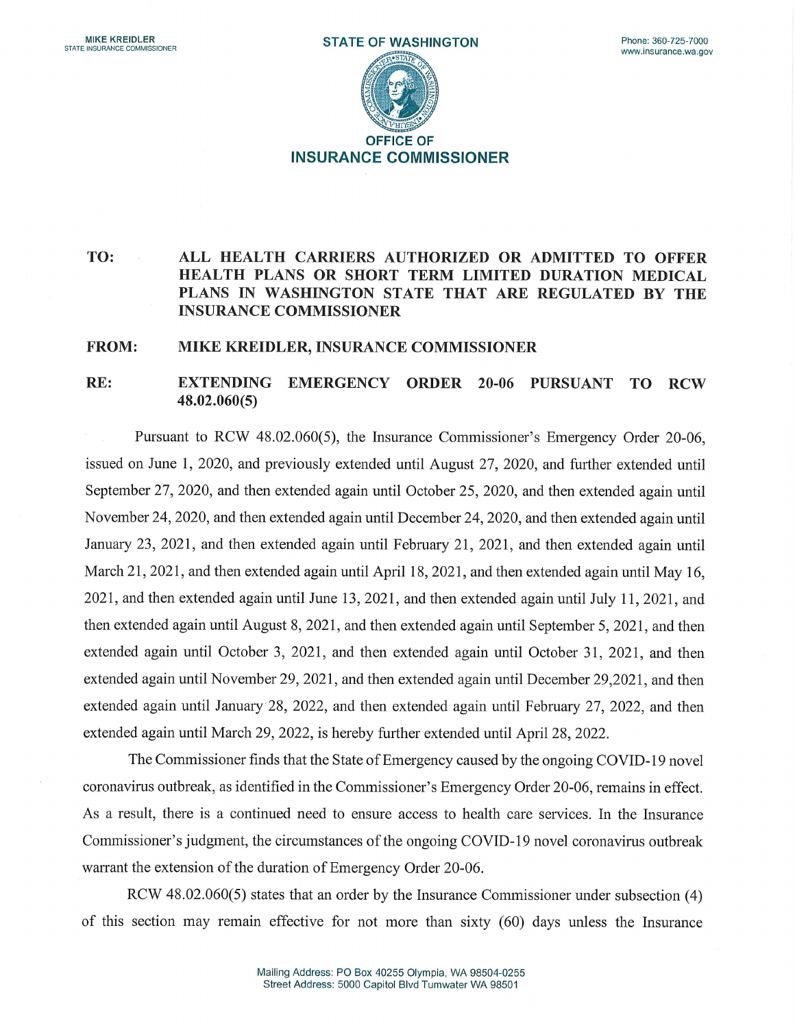MIKE KREIDLER
STATE INSURANCE COMMISSIONER

STATE OF WASHINGTON

Phone: 360-725-7000
www.insurance.wa.gov

OFFICE OF
INSURANCE COMMISSIONER

**TO:** **ALL HEALTH CARRIERS AUTHORIZED OR ADMITTED TO OFFER HEALTH PLANS OR SHORT TERM LIMITED DURATION MEDICAL PLANS IN WASHINGTON STATE THAT ARE REGULATED BY THE INSURANCE COMMISSIONER**

**FROM:** **MIKE KREIDLER, INSURANCE COMMISSIONER**

**RE:** **EXTENDING EMERGENCY ORDER 20-06 PURSUANT TO RCW 48.02.060(5)**

Pursuant to RCW 48.02.060(5), the Insurance Commissioner's Emergency Order 20-06, issued on June 1, 2020, and previously extended until August 27, 2020, and further extended until September 27, 2020, and then extended again until October 25, 2020, and then extended again until November 24, 2020, and then extended again until December 24, 2020, and then extended again until January 23, 2021, and then extended again until February 21, 2021, and then extended again until March 21, 2021, and then extended again until April 18, 2021, and then extended again until May 16, 2021, and then extended again until June 13, 2021, and then extended again until July 11, 2021, and then extended again until August 8, 2021, and then extended again until September 5, 2021, and then extended again until October 3, 2021, and then extended again until October 31, 2021, and then extended again until November 29, 2021, and then extended again until December 29,2021, and then extended again until January 28, 2022, and then extended again until February 27, 2022, and then extended again until March 29, 2022, is hereby further extended until April 28, 2022.

The Commissioner finds that the State of Emergency caused by the ongoing COVID-19 novel coronavirus outbreak, as identified in the Commissioner's Emergency Order 20-06, remains in effect. As a result, there is a continued need to ensure access to health care services. In the Insurance Commissioner's judgment, the circumstances of the ongoing COVID-19 novel coronavirus outbreak warrant the extension of the duration of Emergency Order 20-06.

RCW 48.02.060(5) states that an order by the Insurance Commissioner under subsection (4) of this section may remain effective for not more than sixty (60) days unless the Insurance

Mailing Address: PO Box 40255 Olympia, WA 98504-0255
Street Address: 5000 Capitol Blvd Tumwater WA 98501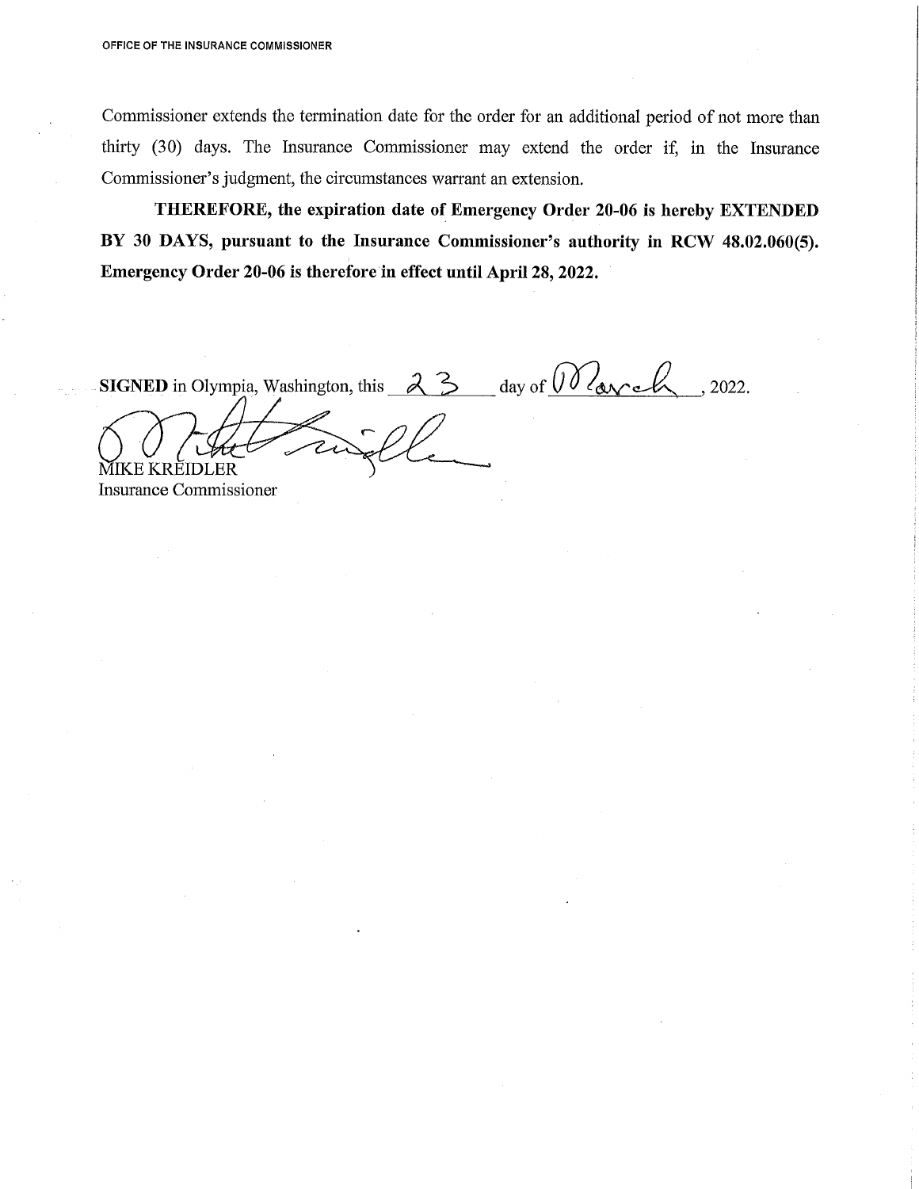Commissioner extends the termination date for the order for an additional period of not more than thirty (30) days. The Insurance Commissioner may extend the order if, in the Insurance Commissioner's judgment, the circumstances warrant an extension.

**THEREFORE, the expiration date of Emergency Order 20-06 is hereby EXTENDED BY 30 DAYS, pursuant to the Insurance Commissioner's authority in RCW 48.02.060(5). Emergency Order 20-06 is therefore in effect until April 28, 2022.**

**SIGNED** in Olympia, Washington, this 23 day of March, 2022.

MIKE KREIDLER
Insurance Commissioner